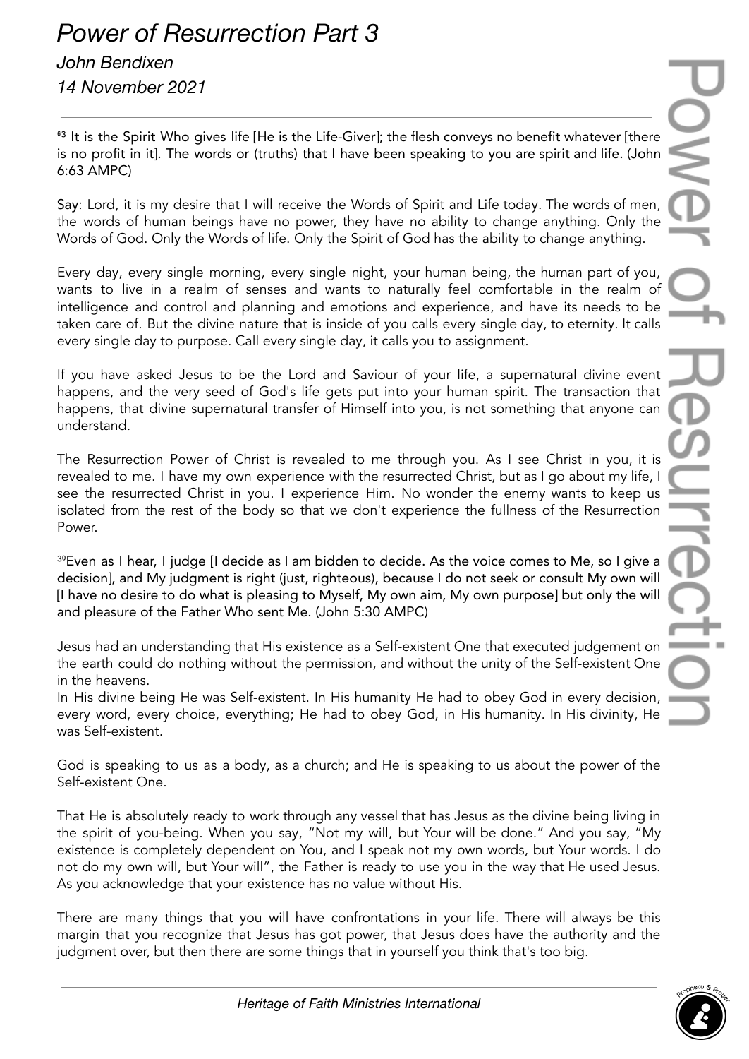# Power of Resurrection Part 3

*John Bendixen*

*14 November 2021*

---

[63] It is the Spirit Who gives life [He is the Life-Giver]; the flesh conveys no benefit whatever [there is no profit in it]. The words or (truths) that I have been speaking to you are spirit and life. (John 6:63 AMPC)

Say: Lord, it is my desire that I will receive the Words of Spirit and Life today. The words of men, the words of human beings have no power, they have no ability to change anything. Only the Words of God. Only the Words of life. Only the Spirit of God has the ability to change anything.

Every day, every single morning, every single night, your human being, the human part of you, wants to live in a realm of senses and wants to naturally feel comfortable in the realm of intelligence and control and planning and emotions and experience, and have its needs to be taken care of. But the divine nature that is inside of you calls every single day, to eternity. It calls every single day to purpose. Call every single day, it calls you to assignment.

If you have asked Jesus to be the Lord and Saviour of your life, a supernatural divine event happens, and the very seed of God's life gets put into your human spirit. The transaction that happens, that divine supernatural transfer of Himself into you, is not something that anyone can understand.

The Resurrection Power of Christ is revealed to me through you. As I see Christ in you, it is revealed to me. I have my own experience with the resurrected Christ, but as I go about my life, I see the resurrected Christ in you. I experience Him. No wonder the enemy wants to keep us isolated from the rest of the body so that we don't experience the fullness of the Resurrection Power.

[30]Even as I hear, I judge [I decide as I am bidden to decide. As the voice comes to Me, so I give a decision], and My judgment is right (just, righteous), because I do not seek or consult My own will [I have no desire to do what is pleasing to Myself, My own aim, My own purpose] but only the will and pleasure of the Father Who sent Me. (John 5:30 AMPC)

Jesus had an understanding that His existence as a Self-existent One that executed judgement on the earth could do nothing without the permission, and without the unity of the Self-existent One in the heavens.

In His divine being He was Self-existent. In His humanity He had to obey God in every decision, every word, every choice, everything; He had to obey God, in His humanity. In His divinity, He was Self-existent.

God is speaking to us as a body, as a church; and He is speaking to us about the power of the Self-existent One.

That He is absolutely ready to work through any vessel that has Jesus as the divine being living in the spirit of you-being. When you say, "Not my will, but Your will be done." And you say, "My existence is completely dependent on You, and I speak not my own words, but Your words. I do not do my own will, but Your will", the Father is ready to use you in the way that He used Jesus. As you acknowledge that your existence has no value without His.

There are many things that you will have confrontations in your life. There will always be this margin that you recognize that Jesus has got power, that Jesus does have the authority and the judgment over, but then there are some things that in yourself you think that's too big.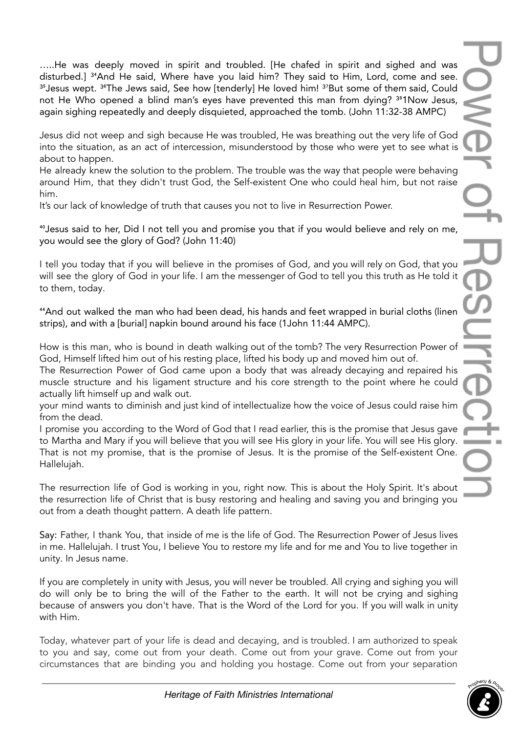…..He was deeply moved in spirit and troubled. [He chafed in spirit and sighed and was disturbed.] [34]And He said, Where have you laid him? They said to Him, Lord, come and see. [35]Jesus wept. [36]The Jews said, See how [tenderly] He loved him! [37]But some of them said, Could not He Who opened a blind man's eyes have prevented this man from dying? [38]1Now Jesus, again sighing repeatedly and deeply disquieted, approached the tomb. (John 11:32-38 AMPC)

Jesus did not weep and sigh because He was troubled, He was breathing out the very life of God into the situation, as an act of intercession, misunderstood by those who were yet to see what is about to happen.

He already knew the solution to the problem. The trouble was the way that people were behaving around Him, that they didn't trust God, the Self-existent One who could heal him, but not raise him.

It's our lack of knowledge of truth that causes you not to live in Resurrection Power.

[40]Jesus said to her, Did I not tell you and promise you that if you would believe and rely on me, you would see the glory of God? (John 11:40)

I tell you today that if you will believe in the promises of God, and you will rely on God, that you will see the glory of God in your life. I am the messenger of God to tell you this truth as He told it to them, today.

[44]And out walked the man who had been dead, his hands and feet wrapped in burial cloths (linen strips), and with a [burial] napkin bound around his face (1John 11:44 AMPC).

How is this man, who is bound in death walking out of the tomb? The very Resurrection Power of God, Himself lifted him out of his resting place, lifted his body up and moved him out of.

The Resurrection Power of God came upon a body that was already decaying and repaired his muscle structure and his ligament structure and his core strength to the point where he could actually lift himself up and walk out.

your mind wants to diminish and just kind of intellectualize how the voice of Jesus could raise him from the dead.

I promise you according to the Word of God that I read earlier, this is the promise that Jesus gave to Martha and Mary if you will believe that you will see His glory in your life. You will see His glory. That is not my promise, that is the promise of Jesus. It is the promise of the Self-existent One. Hallelujah.

The resurrection life of God is working in you, right now. This is about the Holy Spirit. It's about the resurrection life of Christ that is busy restoring and healing and saving you and bringing you out from a death thought pattern. A death life pattern.

Say: Father, I thank You, that inside of me is the life of God. The Resurrection Power of Jesus lives in me. Hallelujah. I trust You, I believe You to restore my life and for me and You to live together in unity. In Jesus name.

If you are completely in unity with Jesus, you will never be troubled. All crying and sighing you will do will only be to bring the will of the Father to the earth. It will not be crying and sighing because of answers you don't have. That is the Word of the Lord for you. If you will walk in unity with Him.

Today, whatever part of your life is dead and decaying, and is troubled. I am authorized to speak to you and say, come out from your death. Come out from your grave. Come out from your circumstances that are binding you and holding you hostage. Come out from your separation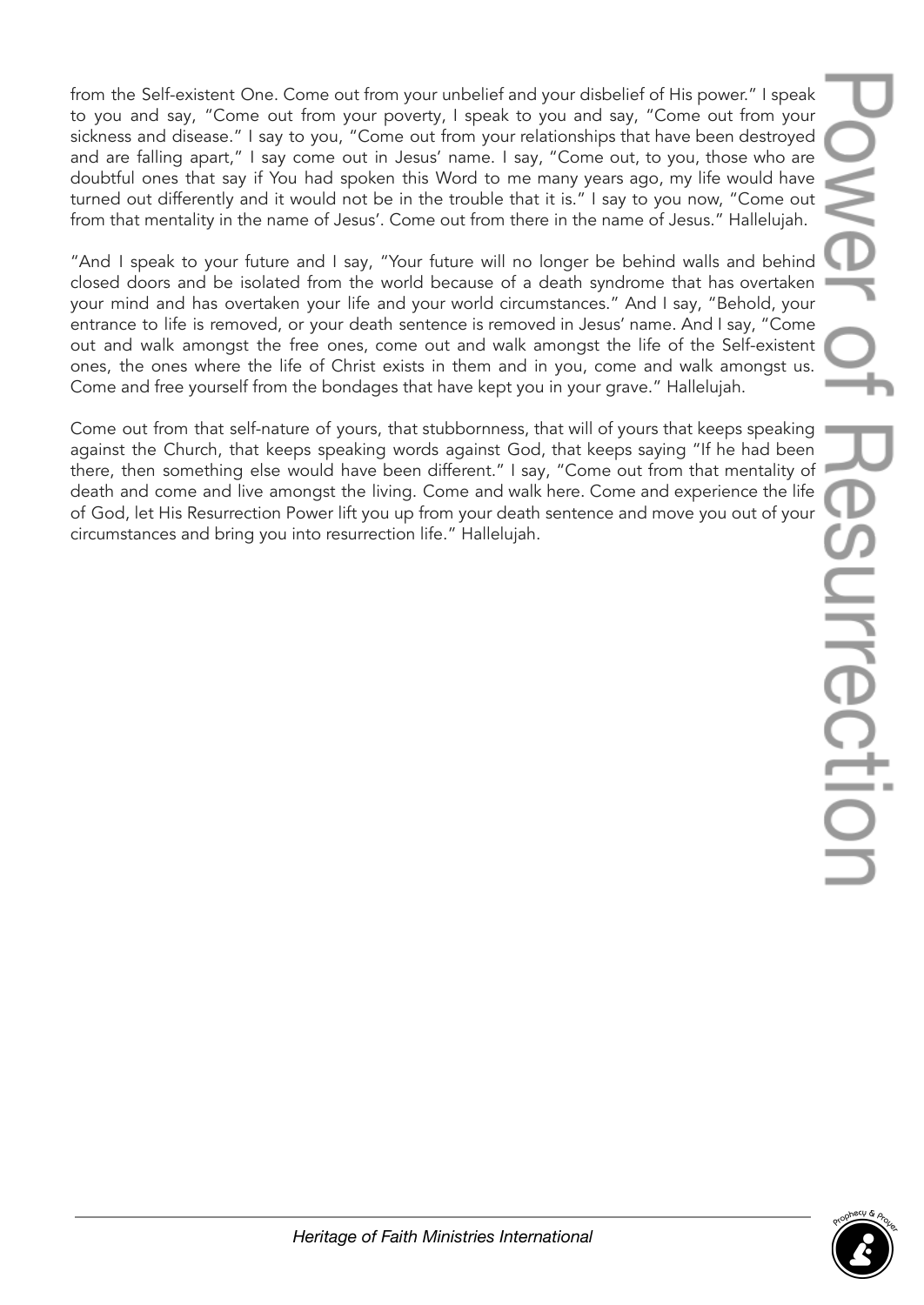from the Self-existent One. Come out from your unbelief and your disbelief of His power." I speak to you and say, "Come out from your poverty, I speak to you and say, "Come out from your sickness and disease." I say to you, "Come out from your relationships that have been destroyed and are falling apart," I say come out in Jesus' name. I say, "Come out, to you, those who are doubtful ones that say if You had spoken this Word to me many years ago, my life would have turned out differently and it would not be in the trouble that it is." I say to you now, "Come out from that mentality in the name of Jesus'. Come out from there in the name of Jesus." Hallelujah.

"And I speak to your future and I say, "Your future will no longer be behind walls and behind closed doors and be isolated from the world because of a death syndrome that has overtaken your mind and has overtaken your life and your world circumstances." And I say, "Behold, your entrance to life is removed, or your death sentence is removed in Jesus' name. And I say, "Come out and walk amongst the free ones, come out and walk amongst the life of the Self-existent ones, the ones where the life of Christ exists in them and in you, come and walk amongst us. Come and free yourself from the bondages that have kept you in your grave." Hallelujah.

Come out from that self-nature of yours, that stubbornness, that will of yours that keeps speaking against the Church, that keeps speaking words against God, that keeps saying "If he had been there, then something else would have been different." I say, "Come out from that mentality of death and come and live amongst the living. Come and walk here. Come and experience the life of God, let His Resurrection Power lift you up from your death sentence and move you out of your circumstances and bring you into resurrection life." Hallelujah.